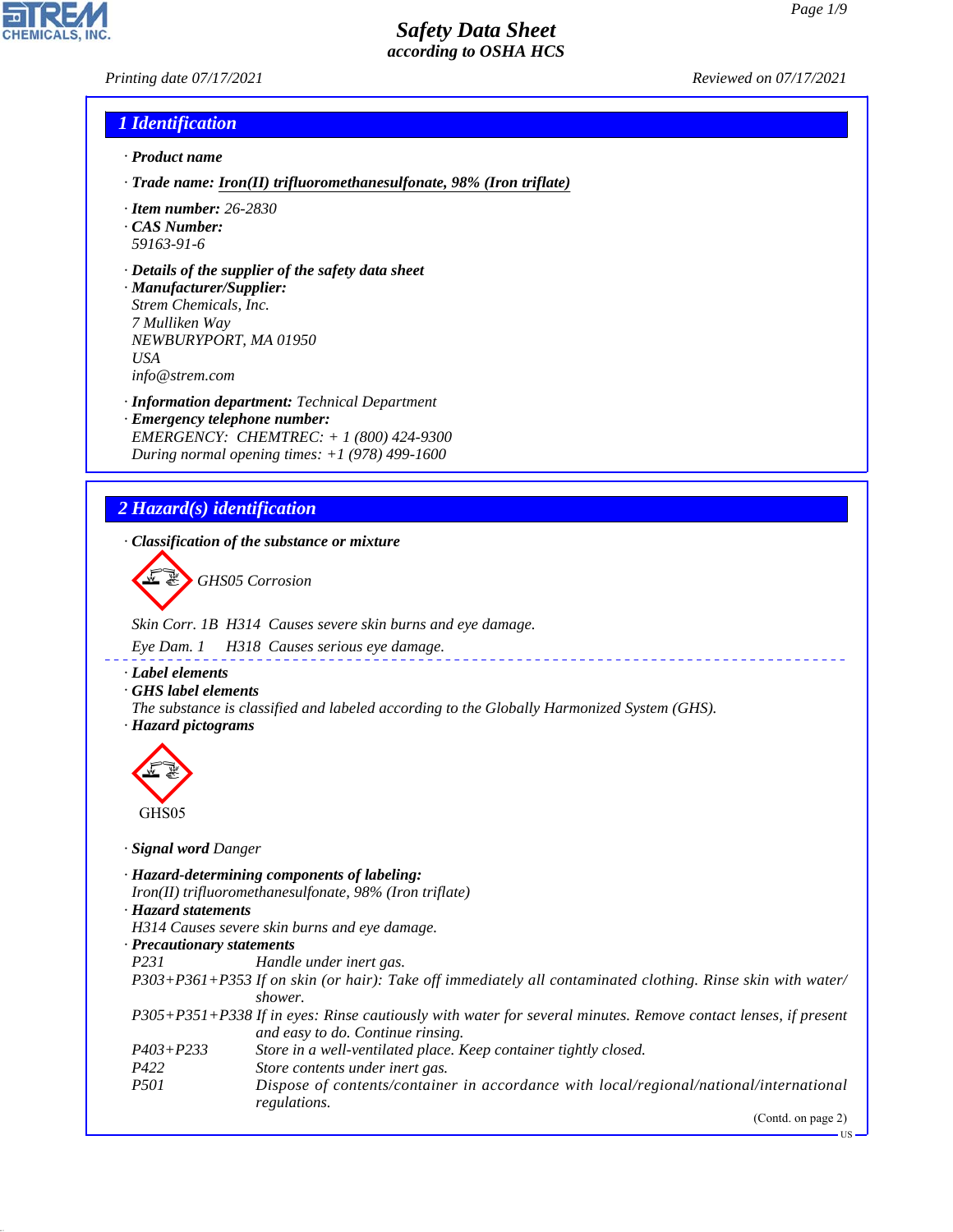# Safety Data Sheet
### according to OSHA HCS

Printing date 07/17/2021 Reviewed on 07/17/2021

## 1 Identification

· **Product name**

· **Trade name: Iron(II) trifluoromethanesulfonate, 98% (Iron triflate)**

· **Item number:** 26-2830
· **CAS Number:**
59163-91-6

· **Details of the supplier of the safety data sheet**
· **Manufacturer/Supplier:**
Strem Chemicals, Inc.
7 Mulliken Way
NEWBURYPORT, MA 01950
USA
info@strem.com

· **Information department:** Technical Department
· **Emergency telephone number:**
EMERGENCY: CHEMTREC: + 1 (800) 424-9300
During normal opening times: +1 (978) 499-1600

## 2 Hazard(s) identification

· **Classification of the substance or mixture**

GHS05 Corrosion

Skin Corr. 1B H314 Causes severe skin burns and eye damage.

Eye Dam. 1 H318 Causes serious eye damage.

· **Label elements**
· **GHS label elements**
The substance is classified and labeled according to the Globally Harmonized System (GHS).
· **Hazard pictograms**

GHS05

· **Signal word** Danger

· **Hazard-determining components of labeling:**
Iron(II) trifluoromethanesulfonate, 98% (Iron triflate)
· **Hazard statements**
H314 Causes severe skin burns and eye damage.
· **Precautionary statements**

| | |
|---|---|
| P231 | Handle under inert gas. |
| P303+P361+P353 | If on skin (or hair): Take off immediately all contaminated clothing. Rinse skin with water/shower. |
| P305+P351+P338 | If in eyes: Rinse cautiously with water for several minutes. Remove contact lenses, if present and easy to do. Continue rinsing. |
| P403+P233 | Store in a well-ventilated place. Keep container tightly closed. |
| P422 | Store contents under inert gas. |
| P501 | Dispose of contents/container in accordance with local/regional/national/international regulations. |

(Contd. on page 2)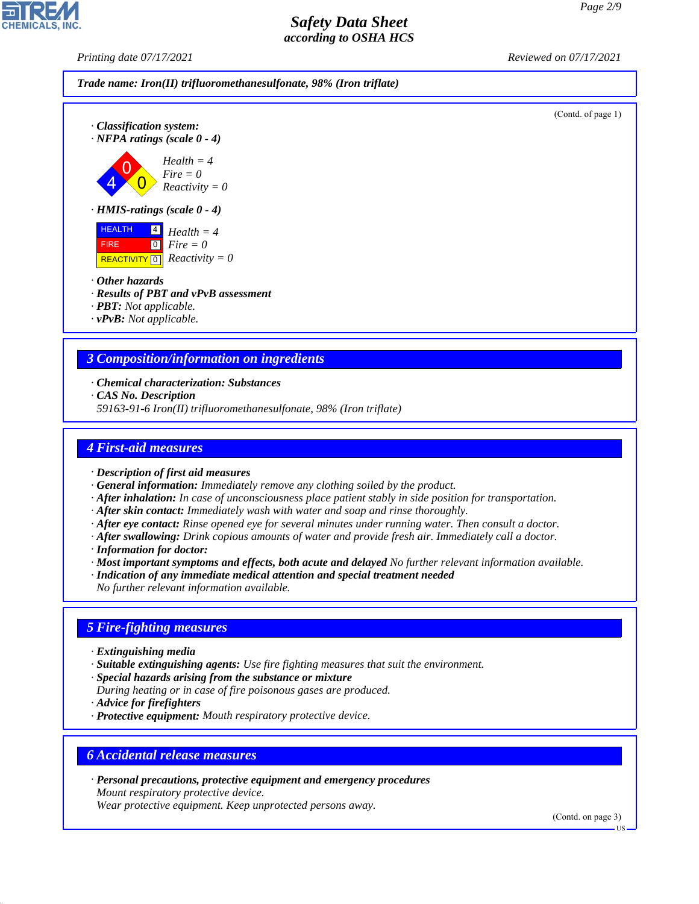**Trade name: Iron(II) trifluoromethanesulfonate, 98% (Iron triflate)**

(Contd. of page 1)

· **Classification system:**

· **NFPA ratings (scale 0 - 4)**

Health = 4
Fire = 0
Reactivity = 0

· **HMIS-ratings (scale 0 - 4)**

| | | |
|---|---|---|
| HEALTH | 4 | Health = 4 |
| FIRE | 0 | Fire = 0 |
| REACTIVITY | 0 | Reactivity = 0 |

· **Other hazards**

· **Results of PBT and vPvB assessment**

· **PBT:** Not applicable.

· **vPvB:** Not applicable.

## 3 Composition/information on ingredients

· **Chemical characterization: Substances**

· **CAS No. Description**

59163-91-6 Iron(II) trifluoromethanesulfonate, 98% (Iron triflate)

## 4 First-aid measures

· **Description of first aid measures**

· **General information:** Immediately remove any clothing soiled by the product.

· **After inhalation:** In case of unconsciousness place patient stably in side position for transportation.

· **After skin contact:** Immediately wash with water and soap and rinse thoroughly.

· **After eye contact:** Rinse opened eye for several minutes under running water. Then consult a doctor.

· **After swallowing:** Drink copious amounts of water and provide fresh air. Immediately call a doctor.

· **Information for doctor:**

· **Most important symptoms and effects, both acute and delayed** No further relevant information available.

· **Indication of any immediate medical attention and special treatment needed**

No further relevant information available.

## 5 Fire-fighting measures

· **Extinguishing media**

· **Suitable extinguishing agents:** Use fire fighting measures that suit the environment.

· **Special hazards arising from the substance or mixture**

During heating or in case of fire poisonous gases are produced.

· **Advice for firefighters**

· **Protective equipment:** Mouth respiratory protective device.

## 6 Accidental release measures

· **Personal precautions, protective equipment and emergency procedures**

Mount respiratory protective device.
Wear protective equipment. Keep unprotected persons away.

(Contd. on page 3)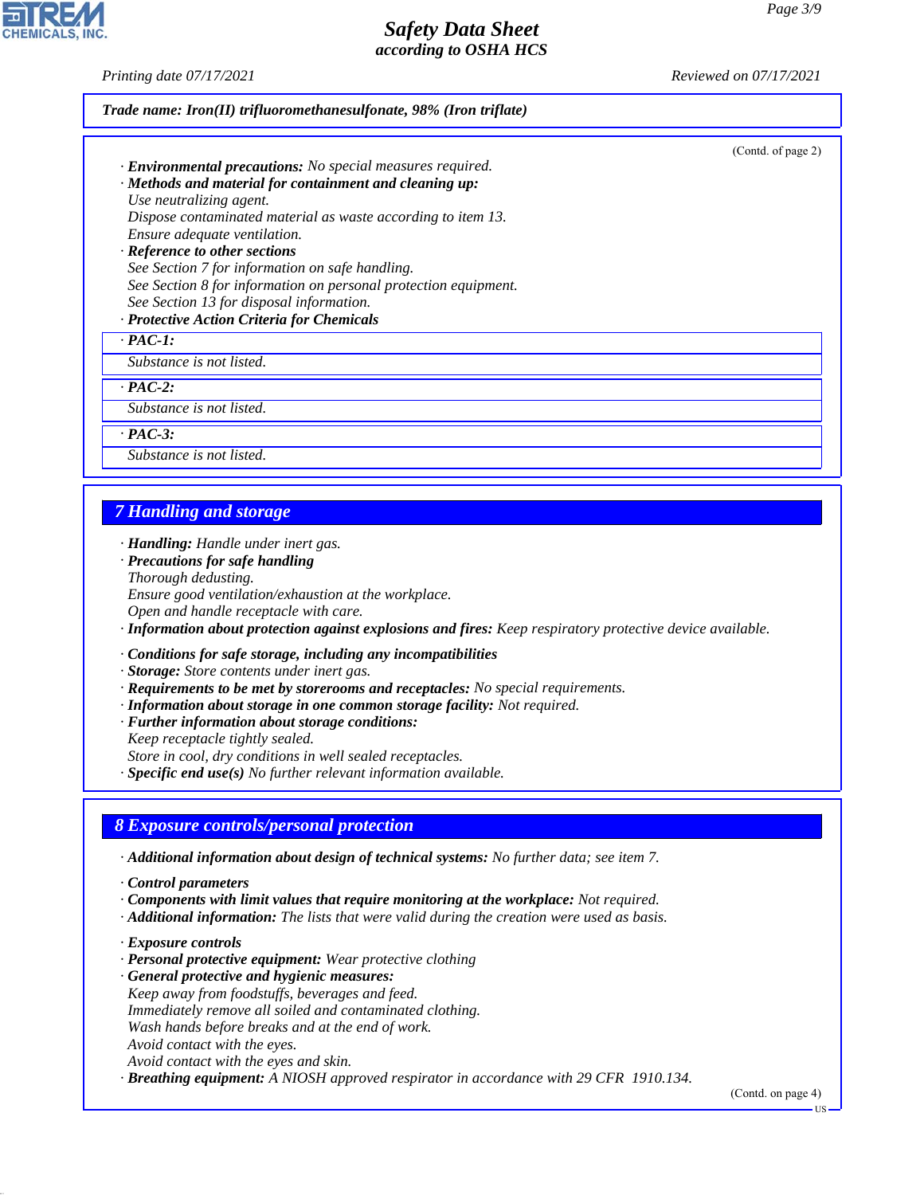**Trade name: Iron(II) trifluoromethanesulfonate, 98% (Iron triflate)**

(Contd. of page 2)

· **Environmental precautions:** No special measures required.
· **Methods and material for containment and cleaning up:**
Use neutralizing agent.
Dispose contaminated material as waste according to item 13.
Ensure adequate ventilation.
· **Reference to other sections**
See Section 7 for information on safe handling.
See Section 8 for information on personal protection equipment.
See Section 13 for disposal information.
· **Protective Action Criteria for Chemicals**

| · **PAC-1:** |
|---|
| Substance is not listed. |

| · **PAC-2:** |
|---|
| Substance is not listed. |

| · **PAC-3:** |
|---|
| Substance is not listed. |

## 7 Handling and storage

· **Handling:** Handle under inert gas.
· **Precautions for safe handling**
Thorough dedusting.
Ensure good ventilation/exhaustion at the workplace.
Open and handle receptacle with care.
· **Information about protection against explosions and fires:** Keep respiratory protective device available.

· **Conditions for safe storage, including any incompatibilities**
· **Storage:** Store contents under inert gas.
· **Requirements to be met by storerooms and receptacles:** No special requirements.
· **Information about storage in one common storage facility:** Not required.
· **Further information about storage conditions:**
Keep receptacle tightly sealed.
Store in cool, dry conditions in well sealed receptacles.
· **Specific end use(s)** No further relevant information available.

## 8 Exposure controls/personal protection

· **Additional information about design of technical systems:** No further data; see item 7.

· **Control parameters**
· **Components with limit values that require monitoring at the workplace:** Not required.
· **Additional information:** The lists that were valid during the creation were used as basis.

· **Exposure controls**
· **Personal protective equipment:** Wear protective clothing
· **General protective and hygienic measures:**
Keep away from foodstuffs, beverages and feed.
Immediately remove all soiled and contaminated clothing.
Wash hands before breaks and at the end of work.
Avoid contact with the eyes.
Avoid contact with the eyes and skin.
· **Breathing equipment:** A NIOSH approved respirator in accordance with 29 CFR 1910.134.

(Contd. on page 4)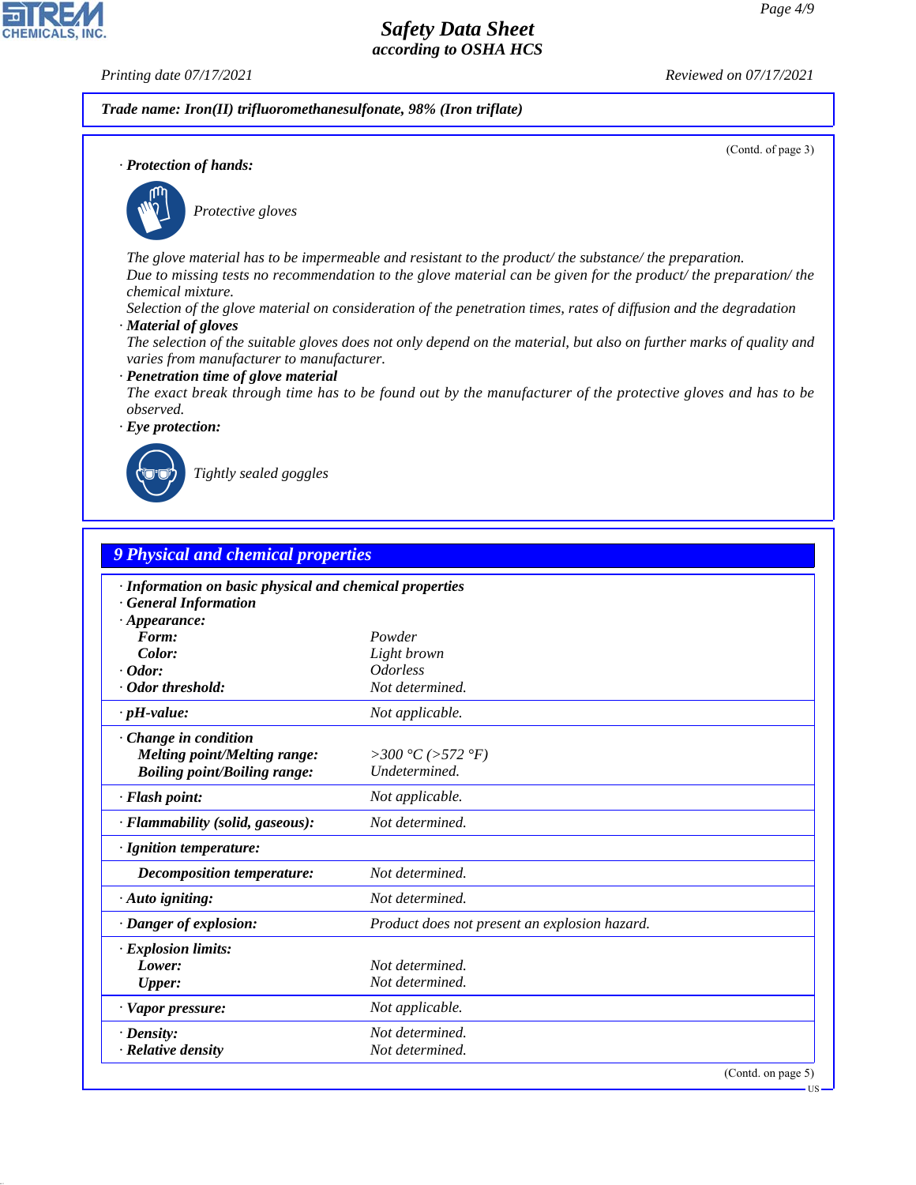Trade name: Iron(II) trifluoromethanesulfonate, 98% (Iron triflate)

(Contd. of page 3)

· **Protection of hands:**

*Protective gloves*

*The glove material has to be impermeable and resistant to the product/ the substance/ the preparation.*
*Due to missing tests no recommendation to the glove material can be given for the product/ the preparation/ the chemical mixture.*
*Selection of the glove material on consideration of the penetration times, rates of diffusion and the degradation*

· **Material of gloves**
*The selection of the suitable gloves does not only depend on the material, but also on further marks of quality and varies from manufacturer to manufacturer.*

· **Penetration time of glove material**
*The exact break through time has to be found out by the manufacturer of the protective gloves and has to be observed.*

· **Eye protection:**

*Tightly sealed goggles*

## 9 Physical and chemical properties

| | |
|---|---|
| · **Information on basic physical and chemical properties** | |
| · **General Information** | |
| · **Appearance:** | |
| **Form:** | Powder |
| **Color:** | Light brown |
| · **Odor:** | Odorless |
| · **Odor threshold:** | Not determined. |
| · **pH-value:** | Not applicable. |
| · **Change in condition** | |
| **Melting point/Melting range:** | >300 °C (>572 °F) |
| **Boiling point/Boiling range:** | Undetermined. |
| · **Flash point:** | Not applicable. |
| · **Flammability (solid, gaseous):** | Not determined. |
| · **Ignition temperature:** | |
| **Decomposition temperature:** | Not determined. |
| · **Auto igniting:** | Not determined. |
| · **Danger of explosion:** | Product does not present an explosion hazard. |
| · **Explosion limits:** | |
| **Lower:** | Not determined. |
| **Upper:** | Not determined. |
| · **Vapor pressure:** | Not applicable. |
| · **Density:** | Not determined. |
| · **Relative density** | Not determined. |

(Contd. on page 5)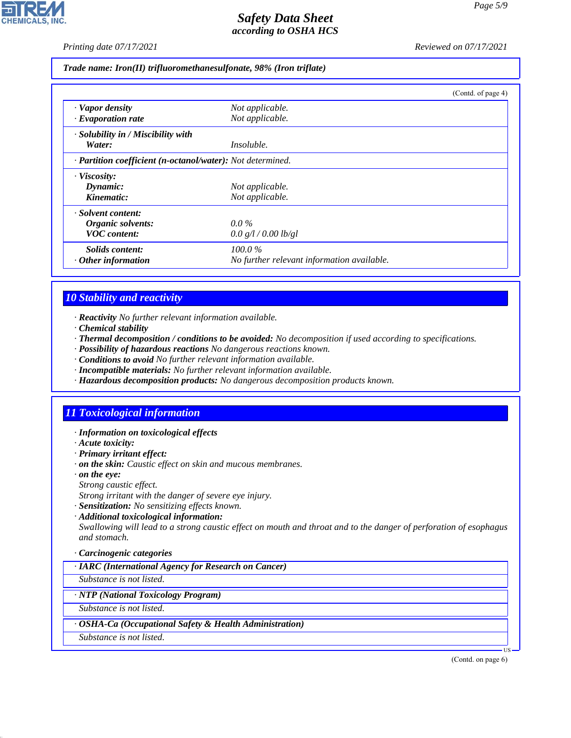*Trade name: Iron(II) trifluoromethanesulfonate, 98% (Iron triflate)*

(Contd. of page 4)

| | |
|---|---|
| · **Vapor density** | Not applicable. |
| · **Evaporation rate** | Not applicable. |
| · **Solubility in / Miscibility with** | |
| **Water:** | Insoluble. |
| · **Partition coefficient (n-octanol/water):** | Not determined. |
| · **Viscosity:** | |
| **Dynamic:** | Not applicable. |
| **Kinematic:** | Not applicable. |
| · **Solvent content:** | |
| **Organic solvents:** | 0.0 % |
| **VOC content:** | 0.0 g/l / 0.00 lb/gl |
| **Solids content:** | 100.0 % |
| · **Other information** | No further relevant information available. |

## 10 Stability and reactivity

- · **Reactivity** No further relevant information available.
- · **Chemical stability**
- · **Thermal decomposition / conditions to be avoided:** No decomposition if used according to specifications.
- · **Possibility of hazardous reactions** No dangerous reactions known.
- · **Conditions to avoid** No further relevant information available.
- · **Incompatible materials:** No further relevant information available.
- · **Hazardous decomposition products:** No dangerous decomposition products known.

## 11 Toxicological information

- · **Information on toxicological effects**
- · **Acute toxicity:**
- · **Primary irritant effect:**
- · **on the skin:** Caustic effect on skin and mucous membranes.
- · **on the eye:**
  Strong caustic effect.
  Strong irritant with the danger of severe eye injury.
- · **Sensitization:** No sensitizing effects known.
- · **Additional toxicological information:**
  Swallowing will lead to a strong caustic effect on mouth and throat and to the danger of perforation of esophagus and stomach.

· **Carcinogenic categories**

| · **IARC (International Agency for Research on Cancer)** |
|---|
| Substance is not listed. |

| · **NTP (National Toxicology Program)** |
|---|
| Substance is not listed. |

| · **OSHA-Ca (Occupational Safety & Health Administration)** |
|---|
| Substance is not listed. |

(Contd. on page 6)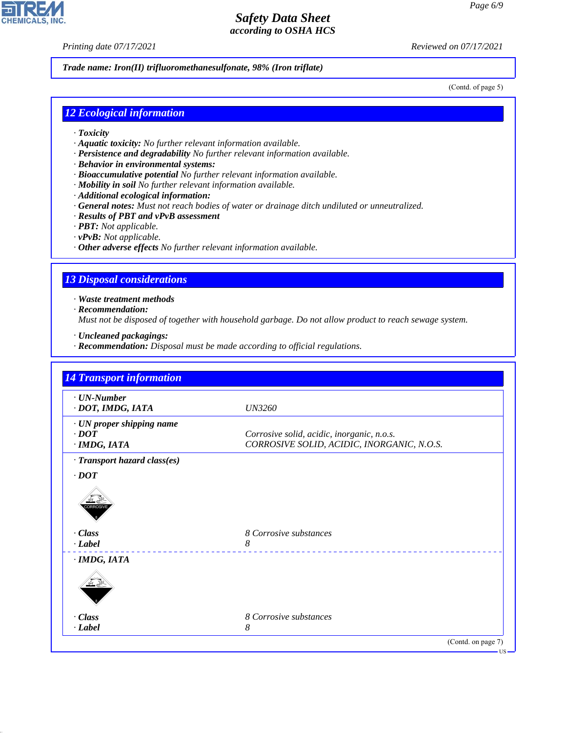**Trade name: Iron(II) trifluoromethanesulfonate, 98% (Iron triflate)**

(Contd. of page 5)

## 12 Ecological information

· **Toxicity**
· **Aquatic toxicity:** No further relevant information available.
· **Persistence and degradability** No further relevant information available.
· **Behavior in environmental systems:**
· **Bioaccumulative potential** No further relevant information available.
· **Mobility in soil** No further relevant information available.
· **Additional ecological information:**
· **General notes:** Must not reach bodies of water or drainage ditch undiluted or unneutralized.
· **Results of PBT and vPvB assessment**
· **PBT:** Not applicable.
· **vPvB:** Not applicable.
· **Other adverse effects** No further relevant information available.

## 13 Disposal considerations

· **Waste treatment methods**
· **Recommendation:**
Must not be disposed of together with household garbage. Do not allow product to reach sewage system.

· **Uncleaned packagings:**
· **Recommendation:** Disposal must be made according to official regulations.

## 14 Transport information

| | |
|---|---|
| · **UN-Number** | |
| · **DOT, IMDG, IATA** | UN3260 |
| · **UN proper shipping name** | |
| · **DOT** | Corrosive solid, acidic, inorganic, n.o.s. |
| · **IMDG, IATA** | CORROSIVE SOLID, ACIDIC, INORGANIC, N.O.S. |
| · **Transport hazard class(es)** | |
| · **DOT** | |
| · **Class** | 8 Corrosive substances |
| · **Label** | 8 |
| · **IMDG, IATA** | |
| · **Class** | 8 Corrosive substances |
| · **Label** | 8 |

(Contd. on page 7)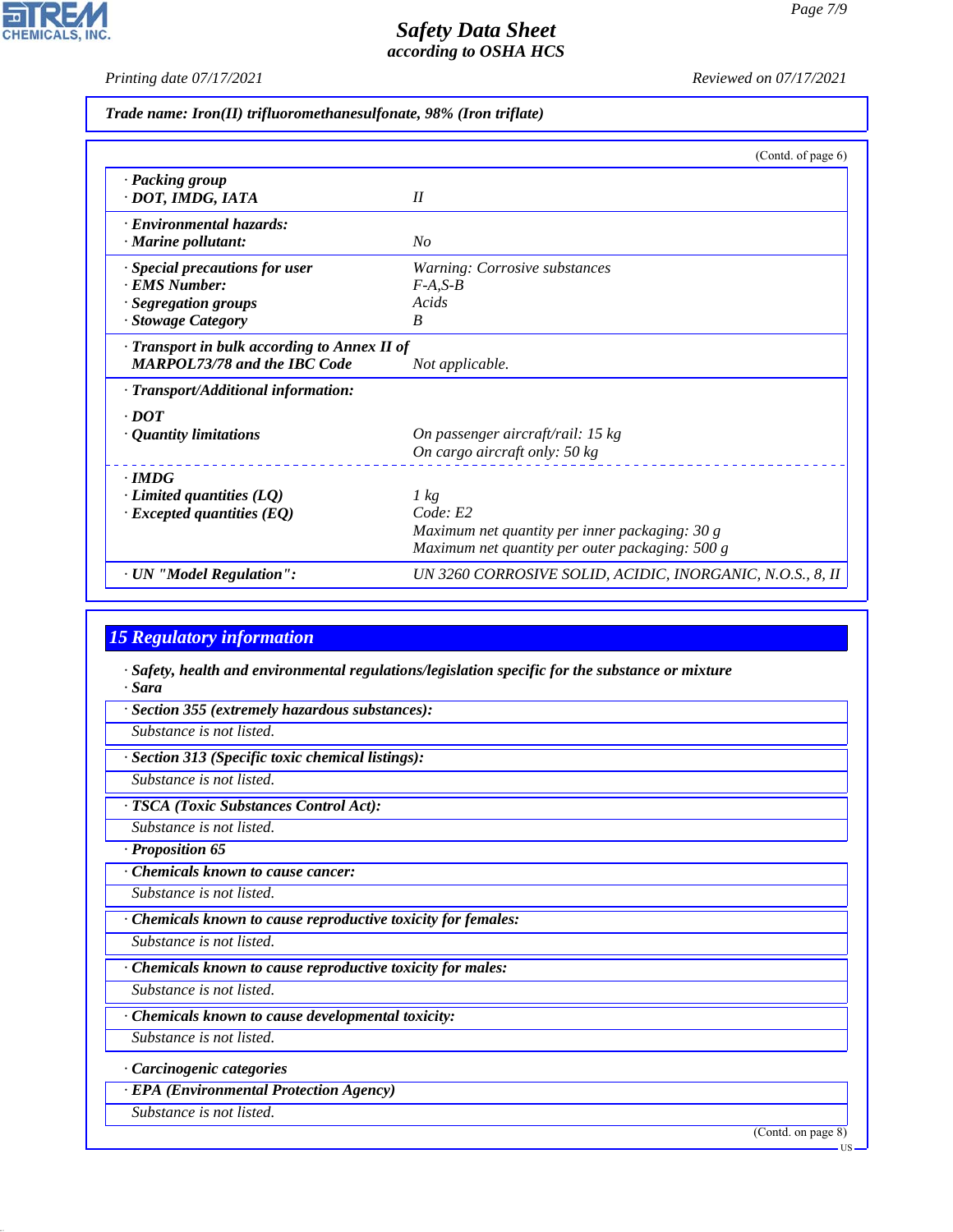**Trade name: Iron(II) trifluoromethanesulfonate, 98% (Iron triflate)**

(Contd. of page 6)

| | |
|---|---|
| **· Packing group** | |
| **· DOT, IMDG, IATA** | *II* |
| **· Environmental hazards:** | |
| **· Marine pollutant:** | *No* |
| **· Special precautions for user** | *Warning: Corrosive substances* |
| **· EMS Number:** | *F-A,S-B* |
| **· Segregation groups** | *Acids* |
| **· Stowage Category** | *B* |
| **· Transport in bulk according to Annex II of MARPOL73/78 and the IBC Code** | *Not applicable.* |
| **· Transport/Additional information:** | |
| **· DOT** | |
| **· Quantity limitations** | *On passenger aircraft/rail: 15 kg*<br>*On cargo aircraft only: 50 kg* |
| **· IMDG** | |
| **· Limited quantities (LQ)** | *1 kg* |
| **· Excepted quantities (EQ)** | *Code: E2*<br>*Maximum net quantity per inner packaging: 30 g*<br>*Maximum net quantity per outer packaging: 500 g* |
| **· UN "Model Regulation":** | *UN 3260 CORROSIVE SOLID, ACIDIC, INORGANIC, N.O.S., 8, II* |

## 15 Regulatory information

**· Safety, health and environmental regulations/legislation specific for the substance or mixture**

**· Sara**

**· Section 355 (extremely hazardous substances):**

*Substance is not listed.*

**· Section 313 (Specific toxic chemical listings):**

*Substance is not listed.*

**· TSCA (Toxic Substances Control Act):**

*Substance is not listed.*

**· Proposition 65**

**· Chemicals known to cause cancer:**

*Substance is not listed.*

**· Chemicals known to cause reproductive toxicity for females:**

*Substance is not listed.*

**· Chemicals known to cause reproductive toxicity for males:**

*Substance is not listed.*

**· Chemicals known to cause developmental toxicity:**

*Substance is not listed.*

**· Carcinogenic categories**

**· EPA (Environmental Protection Agency)**

*Substance is not listed.*

(Contd. on page 8)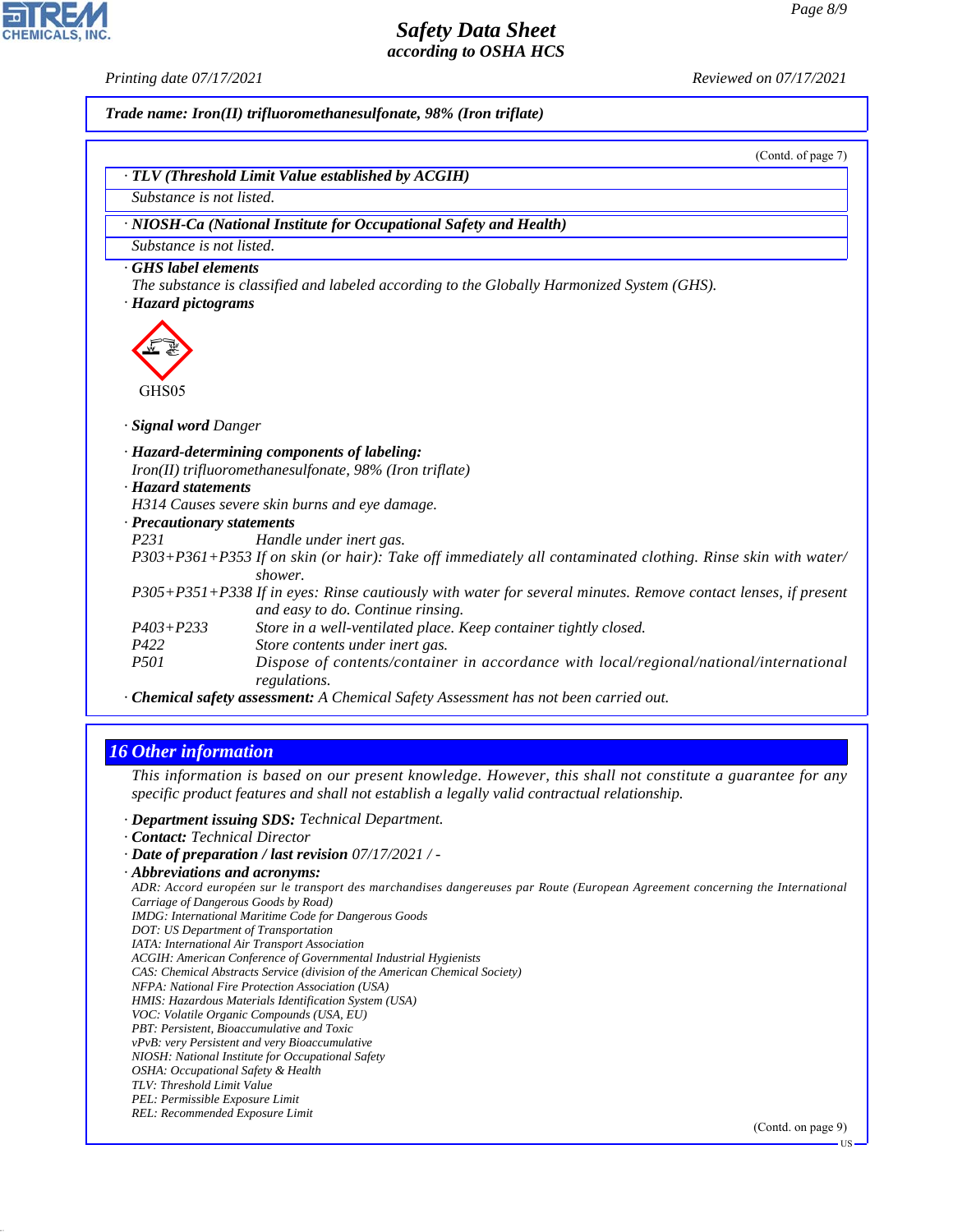**Trade name: Iron(II) trifluoromethanesulfonate, 98% (Iron triflate)**

(Contd. of page 7)

· **TLV (Threshold Limit Value established by ACGIH)**

Substance is not listed.

· **NIOSH-Ca (National Institute for Occupational Safety and Health)**

Substance is not listed.

· **GHS label elements**

The substance is classified and labeled according to the Globally Harmonized System (GHS).

· **Hazard pictograms**

GHS05

· **Signal word** Danger

· **Hazard-determining components of labeling:**

Iron(II) trifluoromethanesulfonate, 98% (Iron triflate)

· **Hazard statements**

H314 Causes severe skin burns and eye damage.

· **Precautionary statements**

| | |
|---|---|
| P231 | Handle under inert gas. |
| P303+P361+P353 | If on skin (or hair): Take off immediately all contaminated clothing. Rinse skin with water/shower. |
| P305+P351+P338 | If in eyes: Rinse cautiously with water for several minutes. Remove contact lenses, if present and easy to do. Continue rinsing. |
| P403+P233 | Store in a well-ventilated place. Keep container tightly closed. |
| P422 | Store contents under inert gas. |
| P501 | Dispose of contents/container in accordance with local/regional/national/international regulations. |

· **Chemical safety assessment:** A Chemical Safety Assessment has not been carried out.

## 16 Other information

This information is based on our present knowledge. However, this shall not constitute a guarantee for any specific product features and shall not establish a legally valid contractual relationship.

· **Department issuing SDS:** Technical Department.

· **Contact:** Technical Director

· **Date of preparation / last revision** 07/17/2021 / -

· **Abbreviations and acronyms:**

ADR: Accord européen sur le transport des marchandises dangereuses par Route (European Agreement concerning the International Carriage of Dangerous Goods by Road)
IMDG: International Maritime Code for Dangerous Goods
DOT: US Department of Transportation
IATA: International Air Transport Association
ACGIH: American Conference of Governmental Industrial Hygienists
CAS: Chemical Abstracts Service (division of the American Chemical Society)
NFPA: National Fire Protection Association (USA)
HMIS: Hazardous Materials Identification System (USA)
VOC: Volatile Organic Compounds (USA, EU)
PBT: Persistent, Bioaccumulative and Toxic
vPvB: very Persistent and very Bioaccumulative
NIOSH: National Institute for Occupational Safety
OSHA: Occupational Safety & Health
TLV: Threshold Limit Value
PEL: Permissible Exposure Limit
REL: Recommended Exposure Limit

(Contd. on page 9)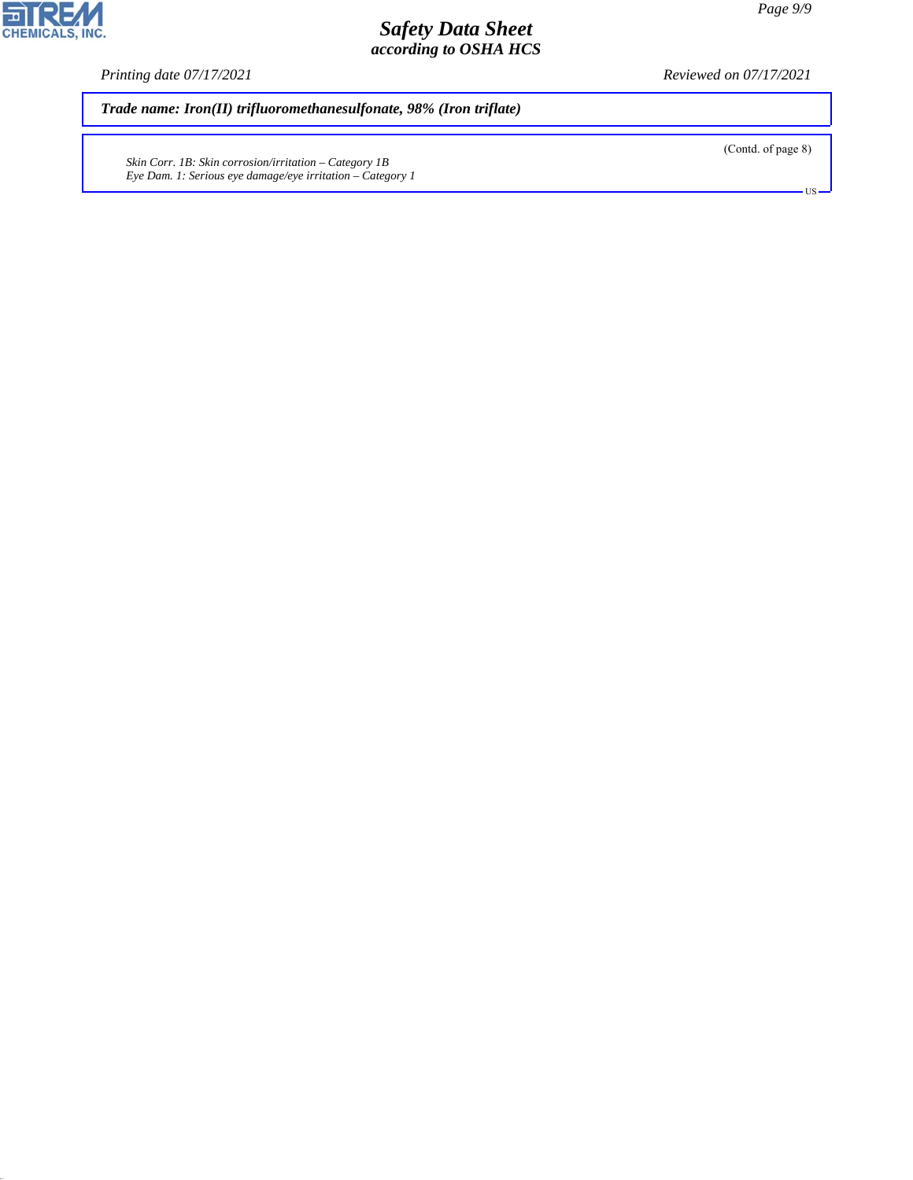*Skin Corr. 1B: Skin corrosion/irritation – Category 1B*
*Eye Dam. 1: Serious eye damage/eye irritation – Category 1*